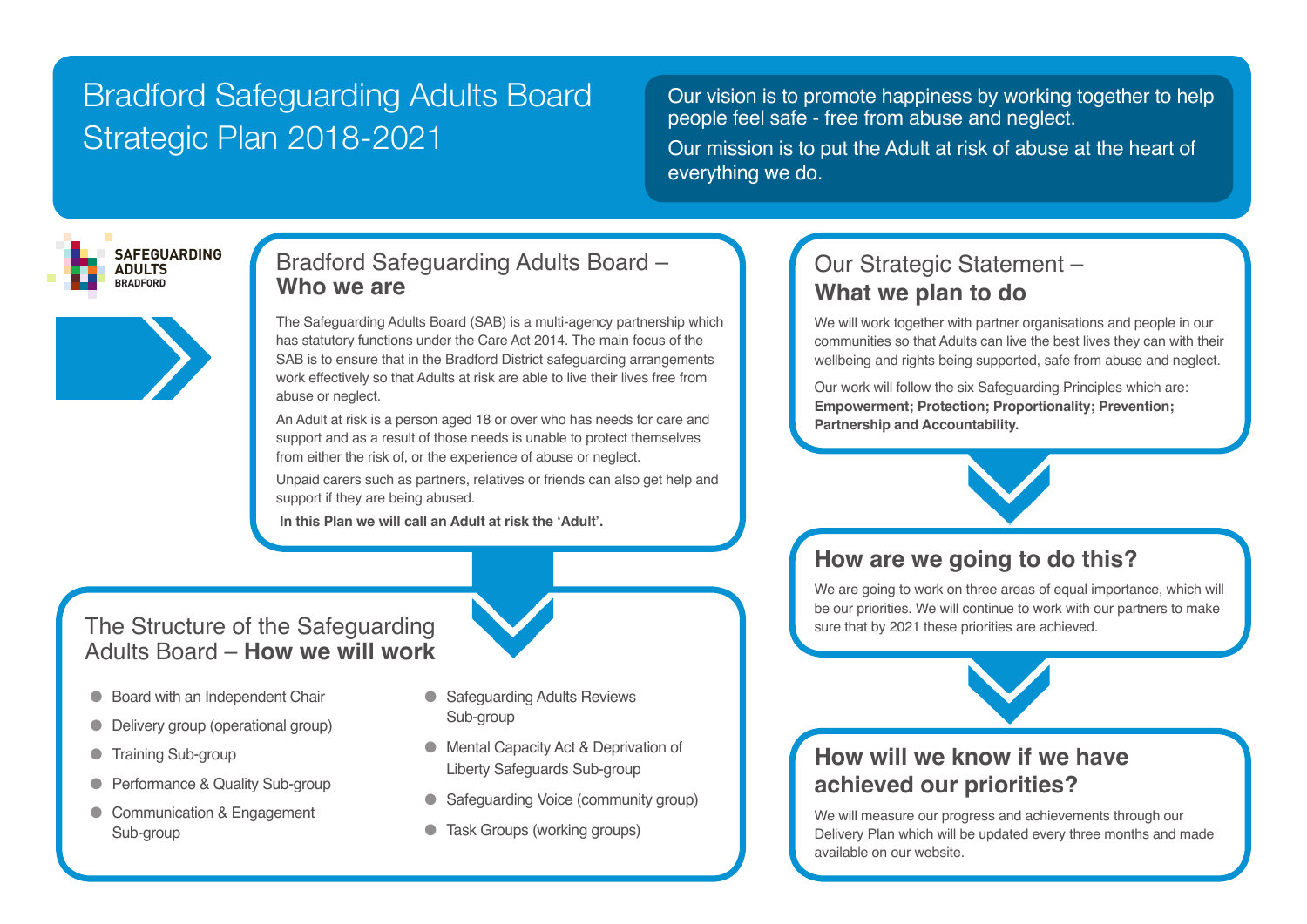# Bradford Safeguarding Adults Board Strategic Plan 2018-2021

Our vision is to promote happiness by working together to help people feel safe - free from abuse and neglect.

Our mission is to put the Adult at risk of abuse at the heart of everything we do.

SAFEGUARDING ADULTS BRADFORD

## Bradford Safeguarding Adults Board – **Who we are**

The Safeguarding Adults Board (SAB) is a multi-agency partnership which has statutory functions under the Care Act 2014. The main focus of the SAB is to ensure that in the Bradford District safeguarding arrangements work effectively so that Adults at risk are able to live their lives free from abuse or neglect.

An Adult at risk is a person aged 18 or over who has needs for care and support and as a result of those needs is unable to protect themselves from either the risk of, or the experience of abuse or neglect.

Unpaid carers such as partners, relatives or friends can also get help and support if they are being abused.

**In this Plan we will call an Adult at risk the 'Adult'.**

## The Structure of the Safeguarding Adults Board – **How we will work**

- Board with an Independent Chair
- Delivery group (operational group)
- Training Sub-group
- Performance & Quality Sub-group
- Communication & Engagement Sub-group
- Safeguarding Adults Reviews Sub-group
- Mental Capacity Act & Deprivation of Liberty Safeguards Sub-group
- Safeguarding Voice (community group)
- Task Groups (working groups)

## Our Strategic Statement – **What we plan to do**

We will work together with partner organisations and people in our communities so that Adults can live the best lives they can with their wellbeing and rights being supported, safe from abuse and neglect.

Our work will follow the six Safeguarding Principles which are: **Empowerment; Protection; Proportionality; Prevention; Partnership and Accountability.**

## How are we going to do this?

We are going to work on three areas of equal importance, which will be our priorities. We will continue to work with our partners to make sure that by 2021 these priorities are achieved.

## How will we know if we have achieved our priorities?

We will measure our progress and achievements through our Delivery Plan which will be updated every three months and made available on our website.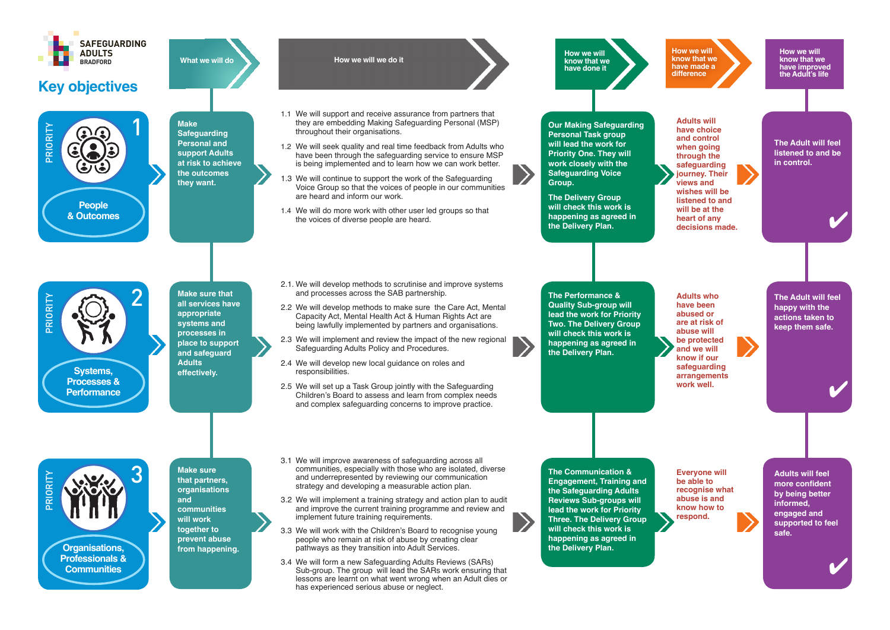SAFEGUARDING ADULTS BRADFORD

# Key objectives

| | What we will do | How we will we do it | How we will know that we have done it | How we will know that we have made a difference | How we will know that we have improved the Adult's life |
|---|---|---|---|---|---|
| PRIORITY 1 People & Outcomes | Make Safeguarding Personal and support Adults at risk to achieve the outcomes they want. | 1.1 We will support and receive assurance from partners that they are embedding Making Safeguarding Personal (MSP) throughout their organisations. 1.2 We will seek quality and real time feedback from Adults who have been through the safeguarding service to ensure MSP is being implemented and to learn how we can work better. 1.3 We will continue to support the work of the Safeguarding Voice Group so that the voices of people in our communities are heard and inform our work. 1.4 We will do more work with other user led groups so that the voices of diverse people are heard. | Our Making Safeguarding Personal Task group will lead the work for Priority One. They will work closely with the Safeguarding Voice Group. The Delivery Group will check this work is happening as agreed in the Delivery Plan. | Adults will have choice and control when going through the safeguarding journey. Their views and wishes will be listened to and will be at the heart of any decisions made. | The Adult will feel listened to and be in control. ✔ |
| PRIORITY 2 Systems, Processes & Performance | Make sure that all services have appropriate systems and processes in place to support and safeguard Adults effectively. | 2.1. We will develop methods to scrutinise and improve systems and processes across the SAB partnership. 2.2 We will develop methods to make sure the Care Act, Mental Capacity Act, Mental Health Act & Human Rights Act are being lawfully implemented by partners and organisations. 2.3 We will implement and review the impact of the new regional Safeguarding Adults Policy and Procedures. 2.4 We will develop new local guidance on roles and responsibilities. 2.5 We will set up a Task Group jointly with the Safeguarding Children's Board to assess and learn from complex needs and complex safeguarding concerns to improve practice. | The Performance & Quality Sub-group will lead the work for Priority Two. The Delivery Group will check this work is happening as agreed in the Delivery Plan. | Adults who have been abused or are at risk of abuse will be protected and we will know if our safeguarding arrangements work well. | The Adult will feel happy with the actions taken to keep them safe. ✔ |
| PRIORITY 3 Organisations, Professionals & Communities | Make sure that partners, organisations and communities will work together to prevent abuse from happening. | 3.1 We will improve awareness of safeguarding across all communities, especially with those who are isolated, diverse and underrepresented by reviewing our communication strategy and developing a measurable action plan. 3.2 We will implement a training strategy and action plan to audit and improve the current training programme and review and implement future training requirements. 3.3 We will work with the Children's Board to recognise young people who remain at risk of abuse by creating clear pathways as they transition into Adult Services. 3.4 We will form a new Safeguarding Adults Reviews (SARs) Sub-group. The group will lead the SARs work ensuring that lessons are learnt on what went wrong when an Adult dies or has experienced serious abuse or neglect. | The Communication & Engagement, Training and the Safeguarding Adults Reviews Sub-groups will lead the work for Priority Three. The Delivery Group will check this work is happening as agreed in the Delivery Plan. | Everyone will be able to recognise what abuse is and know how to respond. | Adults will feel more confident by being better informed, engaged and supported to feel safe. ✔ |